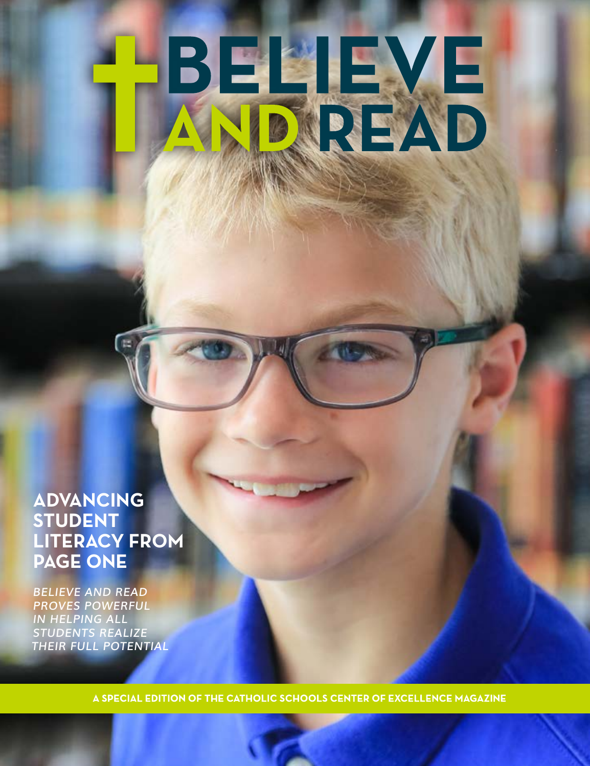# BELIEVE AND READ

## ADVANCING STUDENT LITERACY FROM PAGE ONE

*BELIEVE AND READ PROVES POWERFUL IN HELPING ALL STUDENTS REALIZE THEIR FULL POTENTIAL*

**A SPECIAL EDITION OF THE CATHOLIC SCHOOLS CENTER OF EXCELLENCE MAGAZINE**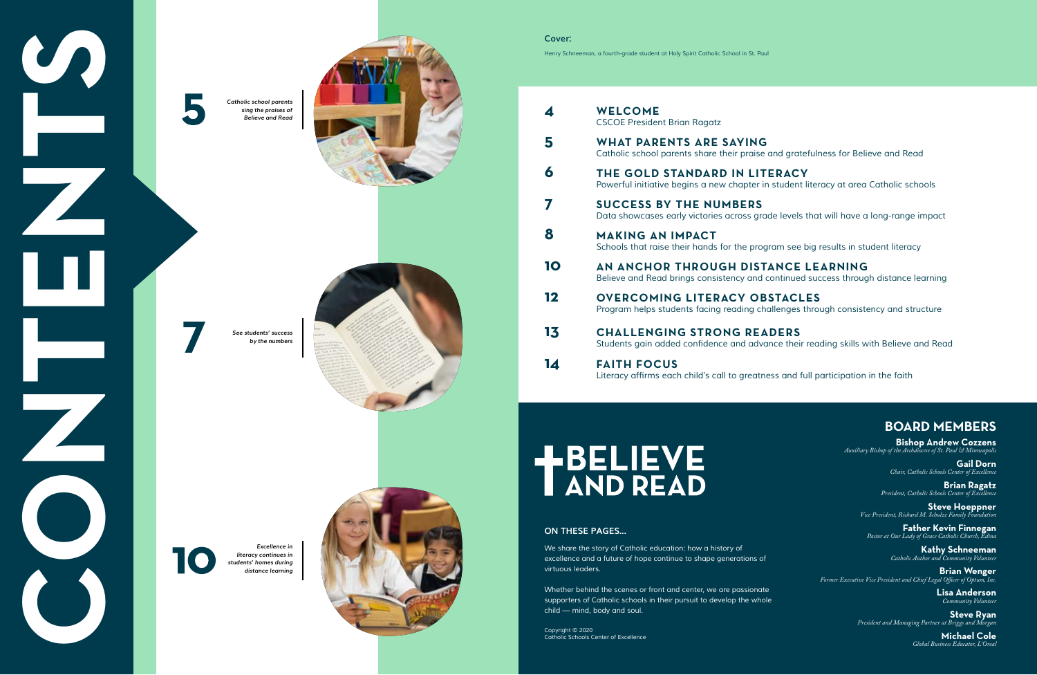# CONTENTS

**5** *Catholic school parents sing the praises of Believe and Read*

**7** *See students' success by the numbers*

**10** *Excellence in literacy continues in students' homes during distance learning*

**Cover:**

Henry Schneeman, a fourth-grade student at Holy Spirit Catholic School in St. Paul

**4** **WELCOME**
CSCOE President Brian Ragatz

**5** **WHAT PARENTS ARE SAYING**
Catholic school parents share their praise and gratefulness for Believe and Read

**6** **THE GOLD STANDARD IN LITERACY**
Powerful initiative begins a new chapter in student literacy at area Catholic schools

**7** **SUCCESS BY THE NUMBERS**
Data showcases early victories across grade levels that will have a long-range impact

**8** **MAKING AN IMPACT**
Schools that raise their hands for the program see big results in student literacy

**10** **AN ANCHOR THROUGH DISTANCE LEARNING**
Believe and Read brings consistency and continued success through distance learning

**12** **OVERCOMING LITERACY OBSTACLES**
Program helps students facing reading challenges through consistency and structure

**13** **CHALLENGING STRONG READERS**
Students gain added confidence and advance their reading skills with Believe and Read

**14** **FAITH FOCUS**
Literacy affirms each child's call to greatness and full participation in the faith

# BELIEVE AND READ

**ON THESE PAGES...**

We share the story of Catholic education: how a history of excellence and a future of hope continue to shape generations of virtuous leaders.

Whether behind the scenes or front and center, we are passionate supporters of Catholic schools in their pursuit to develop the whole child — mind, body and soul.

Copyright © 2020
Catholic Schools Center of Excellence

## BOARD MEMBERS

**Bishop Andrew Cozzens**
*Auxiliary Bishop of the Archdiocese of St. Paul & Minneapolis*

**Gail Dorn**
*Chair, Catholic Schools Center of Excellence*

**Brian Ragatz**
*President, Catholic Schools Center of Excellence*

**Steve Hoeppner**
*Vice President, Richard M. Schulze Family Foundation*

**Father Kevin Finnegan**
*Pastor at Our Lady of Grace Catholic Church, Edina*

**Kathy Schneeman**
*Catholic Author and Community Volunteer*

**Brian Wenger**
*Former Executive Vice President and Chief Legal Officer of Optum, Inc.*

**Lisa Anderson**
*Community Volunteer*

**Steve Ryan**
*President and Managing Partner at Briggs and Morgan*

**Michael Cole**
*Global Business Educator, L'Oreal*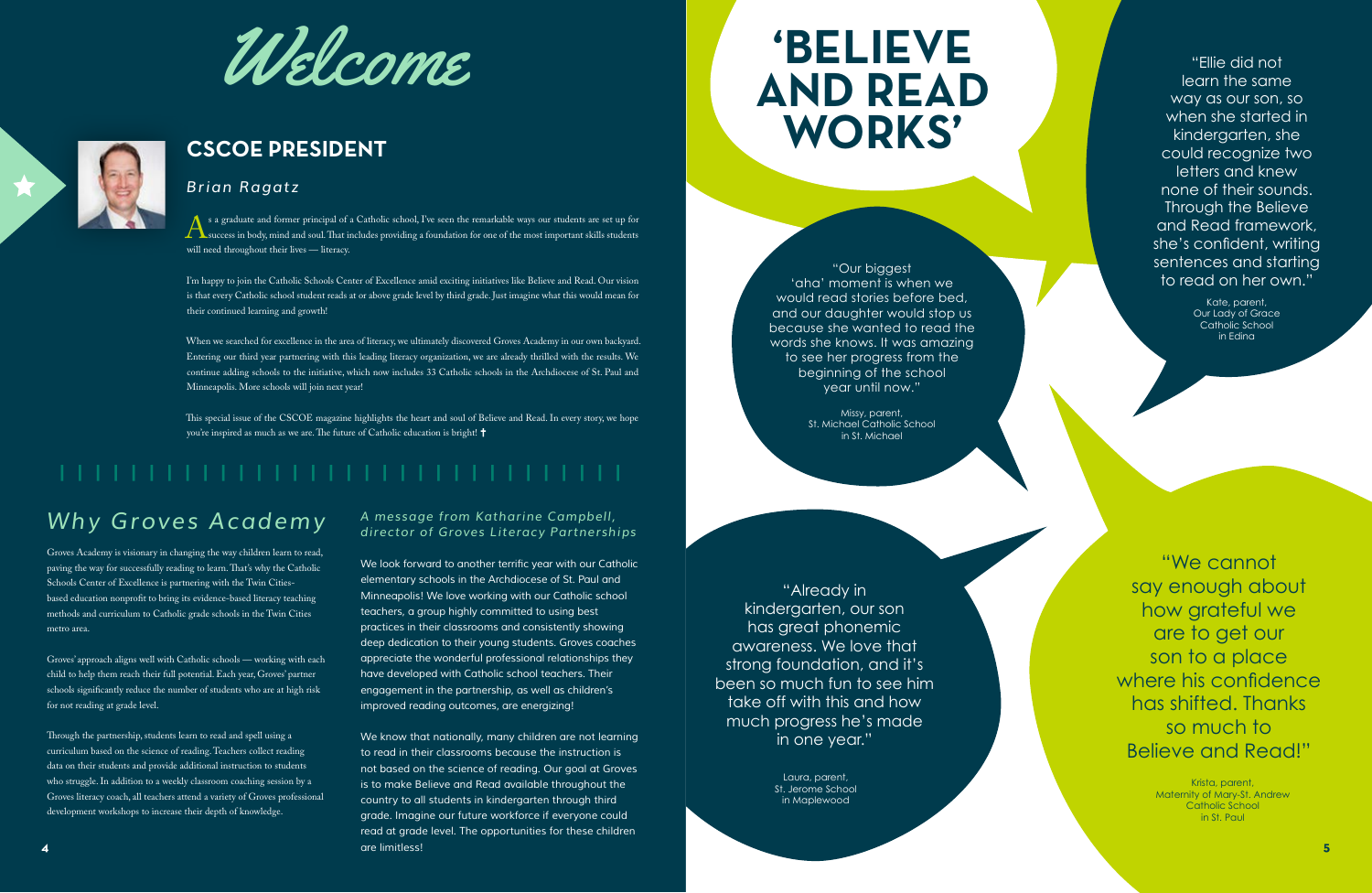# Welcome

## CSCOE PRESIDENT

*Brian Ragatz*

As a graduate and former principal of a Catholic school, I've seen the remarkable ways our students are set up for success in body, mind and soul. That includes providing a foundation for one of the most important skills students will need throughout their lives — literacy.

I'm happy to join the Catholic Schools Center of Excellence amid exciting initiatives like Believe and Read. Our vision is that every Catholic school student reads at or above grade level by third grade. Just imagine what this would mean for their continued learning and growth!

When we searched for excellence in the area of literacy, we ultimately discovered Groves Academy in our own backyard. Entering our third year partnering with this leading literacy organization, we are already thrilled with the results. We continue adding schools to the initiative, which now includes 33 Catholic schools in the Archdiocese of St. Paul and Minneapolis. More schools will join next year!

This special issue of the CSCOE magazine highlights the heart and soul of Believe and Read. In every story, we hope you're inspired as much as we are. The future of Catholic education is bright! ✝

## *Why Groves Academy*

Groves Academy is visionary in changing the way children learn to read, paving the way for successfully reading to learn. That's why the Catholic Schools Center of Excellence is partnering with the Twin Cities-based education nonprofit to bring its evidence-based literacy teaching methods and curriculum to Catholic grade schools in the Twin Cities metro area.

Groves' approach aligns well with Catholic schools — working with each child to help them reach their full potential. Each year, Groves' partner schools significantly reduce the number of students who are at high risk for not reading at grade level.

Through the partnership, students learn to read and spell using a curriculum based on the science of reading. Teachers collect reading data on their students and provide additional instruction to students who struggle. In addition to a weekly classroom coaching session by a Groves literacy coach, all teachers attend a variety of Groves professional development workshops to increase their depth of knowledge.

### *A message from Katharine Campbell, director of Groves Literacy Partnerships*

We look forward to another terrific year with our Catholic elementary schools in the Archdiocese of St. Paul and Minneapolis! We love working with our Catholic school teachers, a group highly committed to using best practices in their classrooms and consistently showing deep dedication to their young students. Groves coaches appreciate the wonderful professional relationships they have developed with Catholic school teachers. Their engagement in the partnership, as well as children's improved reading outcomes, are energizing!

We know that nationally, many children are not learning to read in their classrooms because the instruction is not based on the science of reading. Our goal at Groves is to make Believe and Read available throughout the country to all students in kindergarten through third grade. Imagine our future workforce if everyone could read at grade level. The opportunities for these children are limitless!

# 'BELIEVE AND READ WORKS'

"Our biggest 'aha' moment is when we would read stories before bed, and our daughter would stop us because she wanted to read the words she knows. It was amazing to see her progress from the beginning of the school year until now."

Missy, parent,
St. Michael Catholic School
in St. Michael

"Ellie did not learn the same way as our son, so when she started in kindergarten, she could recognize two letters and knew none of their sounds. Through the Believe and Read framework, she's confident, writing sentences and starting to read on her own."

Kate, parent,
Our Lady of Grace
Catholic School
in Edina

"Already in kindergarten, our son has great phonemic awareness. We love that strong foundation, and it's been so much fun to see him take off with this and how much progress he's made in one year."

Laura, parent,
St. Jerome School
in Maplewood

"We cannot say enough about how grateful we are to get our son to a place where his confidence has shifted. Thanks so much to Believe and Read!"

Krista, parent,
Maternity of Mary-St. Andrew
Catholic School
in St. Paul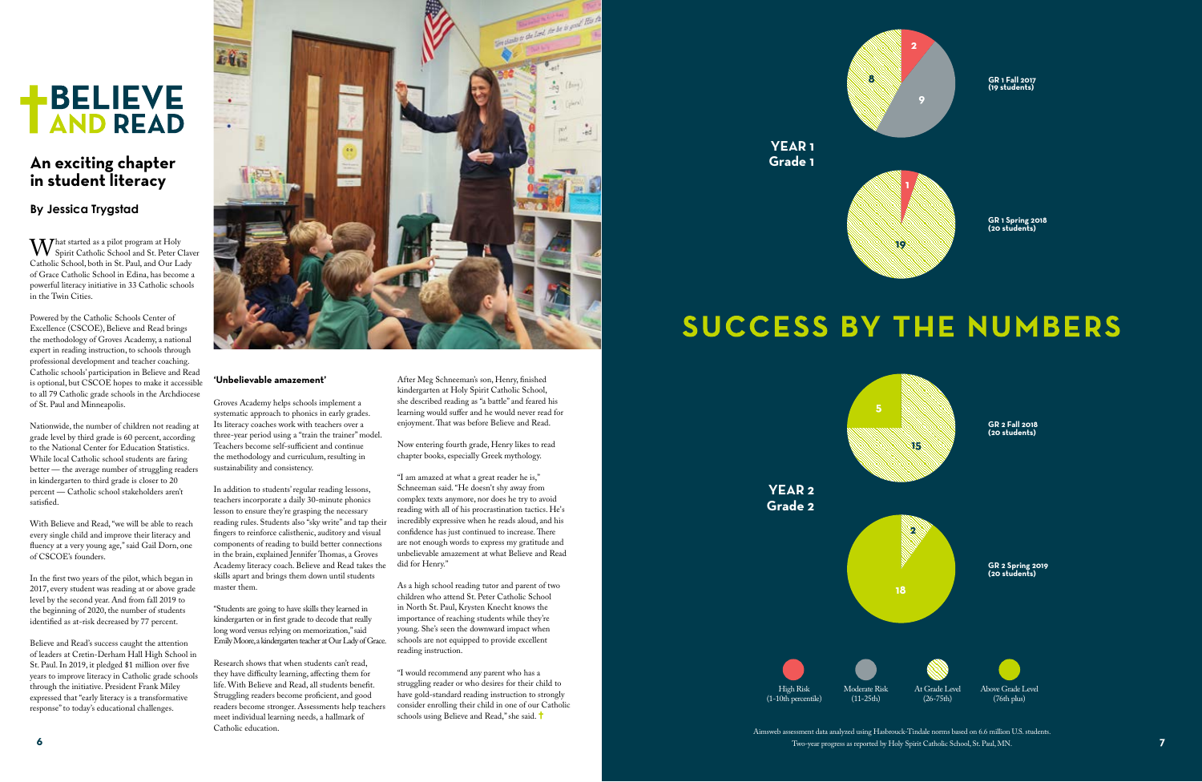# BELIEVE AND READ

## An exciting chapter in student literacy

### By Jessica Trygstad

What started as a pilot program at Holy Spirit Catholic School and St. Peter Claver Catholic School, both in St. Paul, and Our Lady of Grace Catholic School in Edina, has become a powerful literacy initiative in 33 Catholic schools in the Twin Cities.

Powered by the Catholic Schools Center of Excellence (CSCOE), Believe and Read brings the methodology of Groves Academy, a national expert in reading instruction, to schools through professional development and teacher coaching. Catholic schools' participation in Believe and Read is optional, but CSCOE hopes to make it accessible to all 79 Catholic grade schools in the Archdiocese of St. Paul and Minneapolis.

Nationwide, the number of children not reading at grade level by third grade is 60 percent, according to the National Center for Education Statistics. While local Catholic school students are faring better — the average number of struggling readers in kindergarten to third grade is closer to 20 percent — Catholic school stakeholders aren't satisfied.

With Believe and Read, "we will be able to reach every single child and improve their literacy and fluency at a very young age," said Gail Dorn, one of CSCOE's founders.

In the first two years of the pilot, which began in 2017, every student was reading at or above grade level by the second year. And from fall 2019 to the beginning of 2020, the number of students identified as at-risk decreased by 77 percent.

Believe and Read's success caught the attention of leaders at Cretin-Derham Hall High School in St. Paul. In 2019, it pledged $1 million over five years to improve literacy in Catholic grade schools through the initiative. President Frank Miley expressed that "early literacy is a transformative response" to today's educational challenges.

**'Unbelievable amazement'**

Groves Academy helps schools implement a systematic approach to phonics in early grades. Its literacy coaches work with teachers over a three-year period using a "train the trainer" model. Teachers become self-sufficient and continue the methodology and curriculum, resulting in sustainability and consistency.

In addition to students' regular reading lessons, teachers incorporate a daily 30-minute phonics lesson to ensure they're grasping the necessary reading rules. Students also "sky write" and tap their fingers to reinforce calisthenic, auditory and visual components of reading to build better connections in the brain, explained Jennifer Thomas, a Groves Academy literacy coach. Believe and Read takes the skills apart and brings them down until students master them.

"Students are going to have skills they learned in kindergarten or in first grade to decode that really long word versus relying on memorization," said Emily Moore, a kindergarten teacher at Our Lady of Grace.

Research shows that when students can't read, they have difficulty learning, affecting them for life. With Believe and Read, all students benefit. Struggling readers become proficient, and good readers become stronger. Assessments help teachers meet individual learning needs, a hallmark of Catholic education.

After Meg Schneeman's son, Henry, finished kindergarten at Holy Spirit Catholic School, she described reading as "a battle" and feared his learning would suffer and he would never read for enjoyment. That was before Believe and Read.

Now entering fourth grade, Henry likes to read chapter books, especially Greek mythology.

"I am amazed at what a great reader he is," Schneeman said. "He doesn't shy away from complex texts anymore, nor does he try to avoid reading with all of his procrastination tactics. He's incredibly expressive when he reads aloud, and his confidence has just continued to increase. There are not enough words to express my gratitude and unbelievable amazement at what Believe and Read did for Henry."

As a high school reading tutor and parent of two children who attend St. Peter Catholic School in North St. Paul, Krysten Knecht knows the importance of reaching students while they're young. She's seen the downward impact when schools are not equipped to provide excellent reading instruction.

"I would recommend any parent who has a struggling reader or who desires for their child to have gold-standard reading instruction to strongly consider enrolling their child in one of our Catholic schools using Believe and Read," she said. ✝

## SUCCESS BY THE NUMBERS

**YEAR 1 Grade 1**

| Assessment | High Risk | Moderate Risk | At Grade Level | Above Grade Level |
| --- | --- | --- | --- | --- |
| GR 1 Fall 2017 (19 students) | 2 | 9 | 8 | |
| GR 1 Spring 2018 (20 students) | 1 | | 19 | |

**YEAR 2 Grade 2**

| Assessment | High Risk | Moderate Risk | At Grade Level | Above Grade Level |
| --- | --- | --- | --- | --- |
| GR 2 Fall 2018 (20 students) | | | 15 | 5 |
| GR 2 Spring 2019 (20 students) | | | 2 | 18 |

High Risk (1-10th percentile) · Moderate Risk (11-25th) · At Grade Level (26-75th) · Above Grade Level (76th plus)

Aimsweb assessment data analyzed using Hasbrouck-Tindale norms based on 6.6 million U.S. students.
Two-year progress as reported by Holy Spirit Catholic School, St. Paul, MN.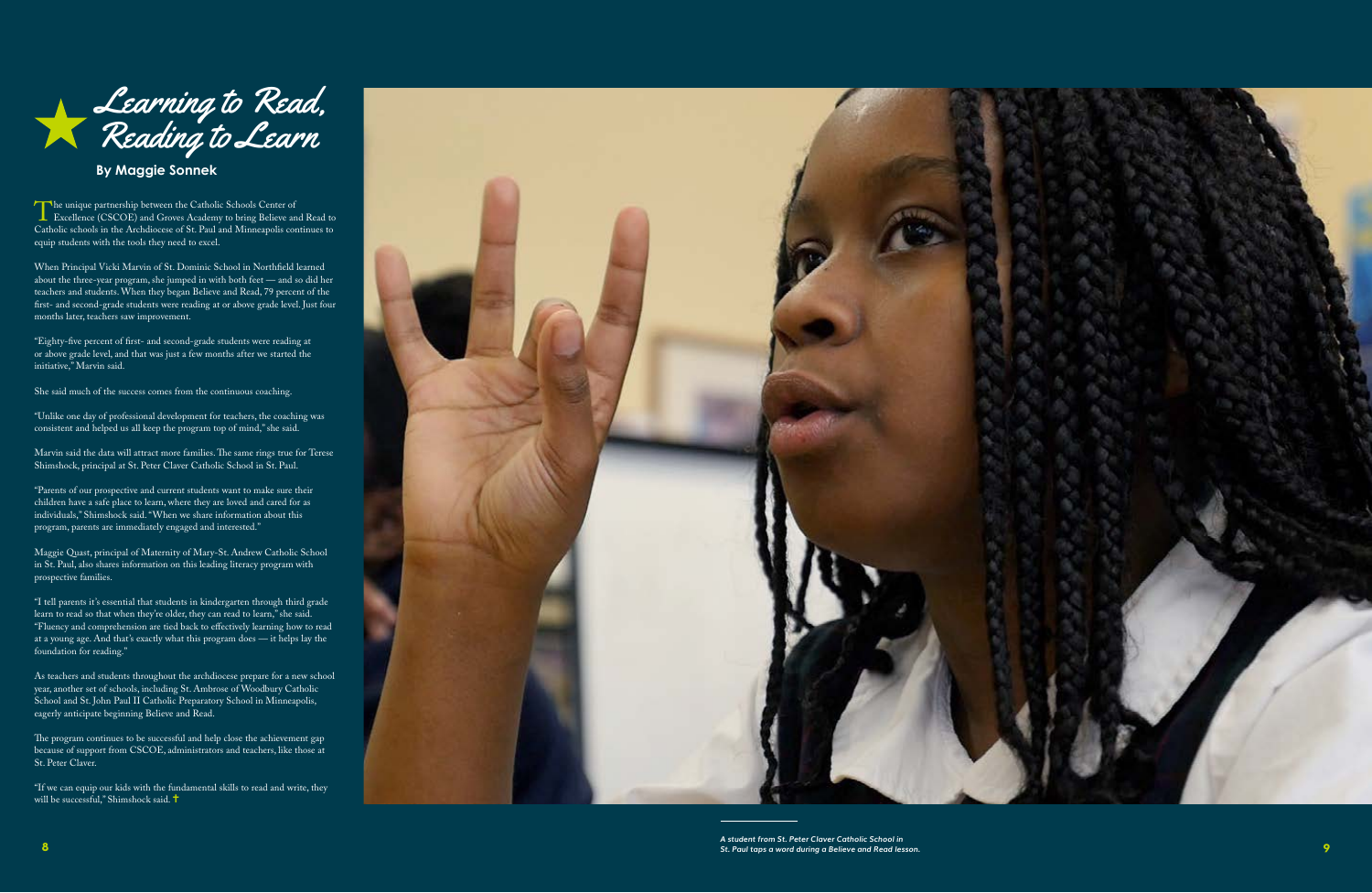# Learning to Read, Reading to Learn

**By Maggie Sonnek**

The unique partnership between the Catholic Schools Center of Excellence (CSCOE) and Groves Academy to bring Believe and Read to Catholic schools in the Archdiocese of St. Paul and Minneapolis continues to equip students with the tools they need to excel.

When Principal Vicki Marvin of St. Dominic School in Northfield learned about the three-year program, she jumped in with both feet — and so did her teachers and students. When they began Believe and Read, 79 percent of the first- and second-grade students were reading at or above grade level. Just four months later, teachers saw improvement.

"Eighty-five percent of first- and second-grade students were reading at or above grade level, and that was just a few months after we started the initiative," Marvin said.

She said much of the success comes from the continuous coaching.

"Unlike one day of professional development for teachers, the coaching was consistent and helped us all keep the program top of mind," she said.

Marvin said the data will attract more families. The same rings true for Terese Shimshock, principal at St. Peter Claver Catholic School in St. Paul.

"Parents of our prospective and current students want to make sure their children have a safe place to learn, where they are loved and cared for as individuals," Shimshock said. "When we share information about this program, parents are immediately engaged and interested."

Maggie Quast, principal of Maternity of Mary-St. Andrew Catholic School in St. Paul, also shares information on this leading literacy program with prospective families.

"I tell parents it's essential that students in kindergarten through third grade learn to read so that when they're older, they can read to learn," she said. "Fluency and comprehension are tied back to effectively learning how to read at a young age. And that's exactly what this program does — it helps lay the foundation for reading."

As teachers and students throughout the archdiocese prepare for a new school year, another set of schools, including St. Ambrose of Woodbury Catholic School and St. John Paul II Catholic Preparatory School in Minneapolis, eagerly anticipate beginning Believe and Read.

The program continues to be successful and help close the achievement gap because of support from CSCOE, administrators and teachers, like those at St. Peter Claver.

"If we can equip our kids with the fundamental skills to read and write, they will be successful," Shimshock said. ✝

*A student from St. Peter Claver Catholic School in St. Paul taps a word during a Believe and Read lesson.*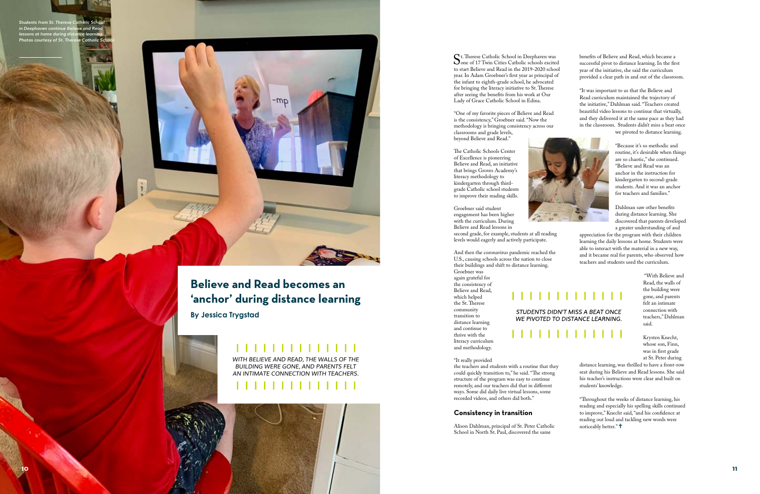*Students from St. Therese Catholic School in Deephaven continue Believe and Read lessons at home during distance learning. Photos courtesy of St. Therese Catholic School.*

# Believe and Read becomes an 'anchor' during distance learning

**By Jessica Trygstad**

*WITH BELIEVE AND READ, THE WALLS OF THE BUILDING WERE GONE, AND PARENTS FELT AN INTIMATE CONNECTION WITH TEACHERS.*

St. Therese Catholic School in Deephaven was one of 17 Twin Cities Catholic schools excited to start Believe and Read in the 2019-2020 school year. In Adam Groebner's first year as principal of the infant to eighth-grade school, he advocated for bringing the literacy initiative to St. Therese after seeing the benefits from his work at Our Lady of Grace Catholic School in Edina.

"One of my favorite pieces of Believe and Read is the consistency," Groebner said. "Now the methodology is bringing consistency across our classrooms and grade levels, beyond Believe and Read."

The Catholic Schools Center of Excellence is pioneering Believe and Read, an initiative that brings Groves Academy's literacy methodology to kindergarten through third-grade Catholic school students to improve their reading skills.

Groebner said student engagement has been higher with the curriculum. During Believe and Read lessons in second grade, for example, students at all reading levels would eagerly and actively participate.

And then the coronavirus pandemic reached the U.S., causing schools across the nation to close their buildings and shift to distance learning. Groebner was again grateful for the consistency of Believe and Read, which helped the St. Therese community transition to distance learning and continue to thrive with the literacy curriculum and methodology.

"It really provided the teachers and students with a routine that they could quickly transition to," he said. "The strong structure of the program was easy to continue remotely, and our teachers did that in different ways. Some did daily live virtual lessons, some recorded videos, and others did both."

*STUDENTS DIDN'T MISS A BEAT ONCE WE PIVOTED TO DISTANCE LEARNING.*

## Consistency in transition

Alison Dahlman, principal of St. Peter Catholic School in North St. Paul, discovered the same benefits of Believe and Read, which became a successful pivot to distance learning. In the first year of the initiative, she said the curriculum provided a clear path in and out of the classroom.

"It was important to us that the Believe and Read curriculum maintained the trajectory of the initiative," Dahlman said. "Teachers created beautiful video lessons to continue that virtually, and they delivered it at the same pace as they had in the classroom. Students didn't miss a beat once we pivoted to distance learning.

"Because it's so methodic and routine, it's desirable when things are so chaotic," she continued. "Believe and Read was an anchor in the instruction for kindergarten to second-grade students. And it was an anchor for teachers and families."

Dahlman saw other benefits during distance learning. She discovered that parents developed a greater understanding of and appreciation for the program with their children learning the daily lessons at home. Students were able to interact with the material in a new way, and it became real for parents, who observed how teachers and students used the curriculum.

"With Believe and Read, the walls of the building were gone, and parents felt an intimate connection with teachers," Dahlman said.

Krysten Knecht, whose son, Finn, was in first grade at St. Peter during distance learning, was thrilled to have a front-row seat during his Believe and Read lessons. She said his teacher's instructions were clear and built on students' knowledge.

"Throughout the weeks of distance learning, his reading and especially his spelling skills continued to improve," Knecht said, "and his confidence at reading out loud and tackling new words were noticeably better." ✝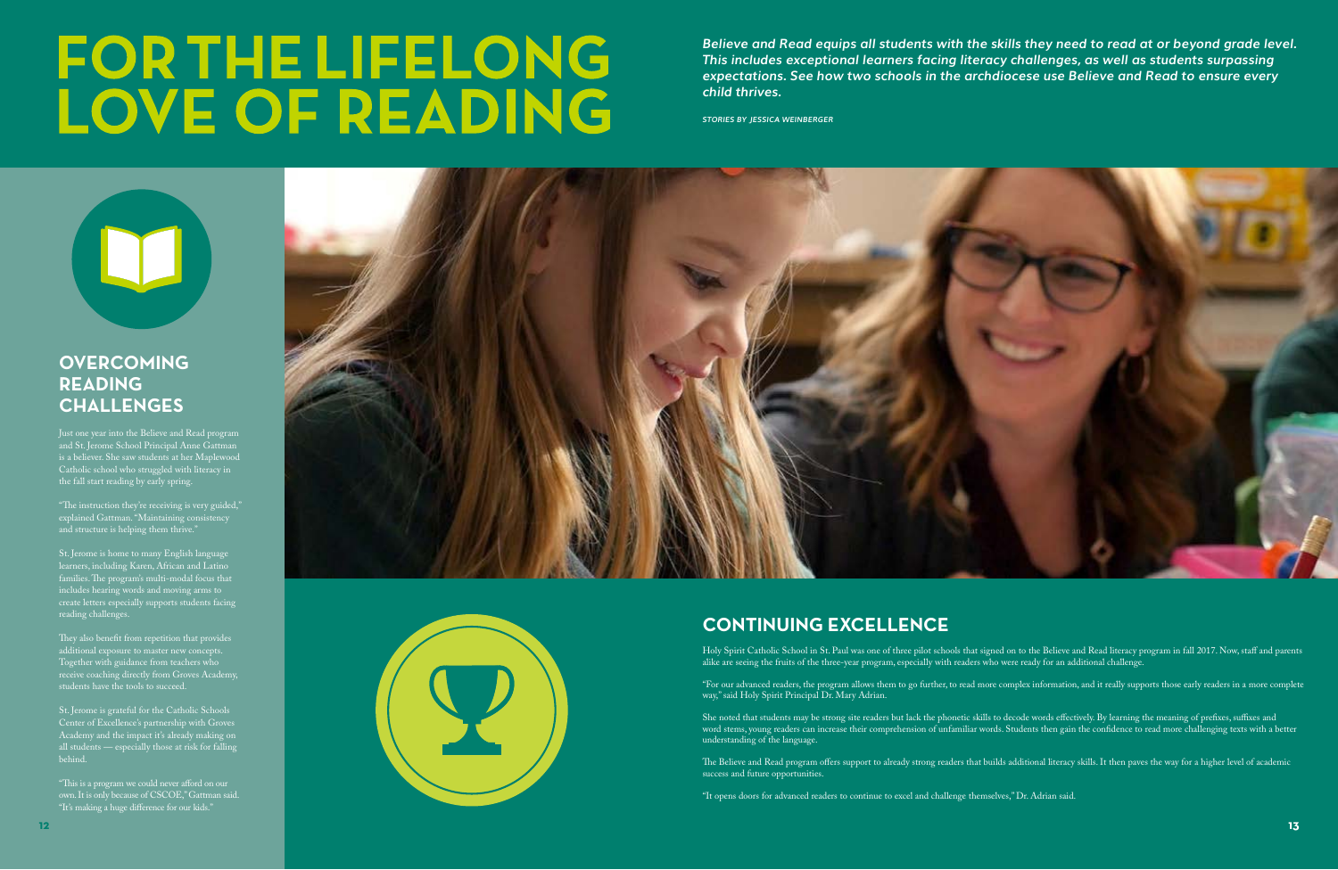# FOR THE LIFELONG LOVE OF READING

***Believe and Read equips all students with the skills they need to read at or beyond grade level. This includes exceptional learners facing literacy challenges, as well as students surpassing expectations. See how two schools in the archdiocese use Believe and Read to ensure every child thrives.***

*STORIES BY JESSICA WEINBERGER*

## OVERCOMING READING CHALLENGES

Just one year into the Believe and Read program and St. Jerome School Principal Anne Gattman is a believer. She saw students at her Maplewood Catholic school who struggled with literacy in the fall start reading by early spring.

"The instruction they're receiving is very guided," explained Gattman. "Maintaining consistency and structure is helping them thrive."

St. Jerome is home to many English language learners, including Karen, African and Latino families. The program's multi-modal focus that includes hearing words and moving arms to create letters especially supports students facing reading challenges.

They also benefit from repetition that provides additional exposure to master new concepts. Together with guidance from teachers who receive coaching directly from Groves Academy, students have the tools to succeed.

St. Jerome is grateful for the Catholic Schools Center of Excellence's partnership with Groves Academy and the impact it's already making on all students — especially those at risk for falling behind.

"This is a program we could never afford on our own. It is only because of CSCOE," Gattman said. "It's making a huge difference for our kids."

## CONTINUING EXCELLENCE

Holy Spirit Catholic School in St. Paul was one of three pilot schools that signed on to the Believe and Read literacy program in fall 2017. Now, staff and parents alike are seeing the fruits of the three-year program, especially with readers who were ready for an additional challenge.

"For our advanced readers, the program allows them to go further, to read more complex information, and it really supports those early readers in a more complete way," said Holy Spirit Principal Dr. Mary Adrian.

She noted that students may be strong site readers but lack the phonetic skills to decode words effectively. By learning the meaning of prefixes, suffixes and word stems, young readers can increase their comprehension of unfamiliar words. Students then gain the confidence to read more challenging texts with a better understanding of the language.

The Believe and Read program offers support to already strong readers that builds additional literacy skills. It then paves the way for a higher level of academic success and future opportunities.

"It opens doors for advanced readers to continue to excel and challenge themselves," Dr. Adrian said.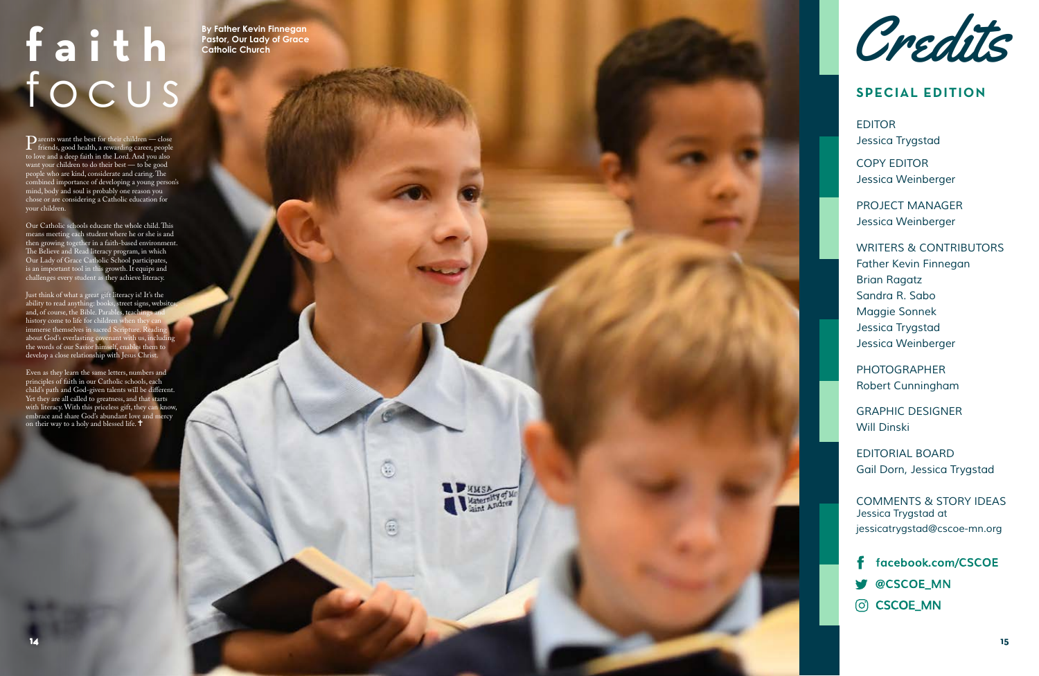# faith focus

**By Father Kevin Finnegan**
**Pastor, Our Lady of Grace Catholic Church**

Parents want the best for their children — close friends, good health, a rewarding career, people to love and a deep faith in the Lord. And you also want your children to do their best — to be good people who are kind, considerate and caring. The combined importance of developing a young person's mind, body and soul is probably one reason you chose or are considering a Catholic education for your children.

Our Catholic schools educate the whole child. This means meeting each student where he or she is and then growing together in a faith-based environment. The Believe and Read literacy program, in which Our Lady of Grace Catholic School participates, is an important tool in this growth. It equips and challenges every student as they achieve literacy.

Just think of what a great gift literacy is! It's the ability to read anything: books, street signs, websites and, of course, the Bible. Parables, teachings and history come to life for children when they can immerse themselves in sacred Scripture. Reading about God's everlasting covenant with us, including the words of our Savior himself, enables them to develop a close relationship with Jesus Christ.

Even as they learn the same letters, numbers and principles of faith in our Catholic schools, each child's path and God-given talents will be different. Yet they are all called to greatness, and that starts with literacy. With this priceless gift, they can know, embrace and share God's abundant love and mercy on their way to a holy and blessed life. ✝

# Credits

## SPECIAL EDITION

EDITOR
Jessica Trygstad

COPY EDITOR
Jessica Weinberger

PROJECT MANAGER
Jessica Weinberger

WRITERS & CONTRIBUTORS
Father Kevin Finnegan
Brian Ragatz
Sandra R. Sabo
Maggie Sonnek
Jessica Trygstad
Jessica Weinberger

PHOTOGRAPHER
Robert Cunningham

GRAPHIC DESIGNER
Will Dinski

EDITORIAL BOARD
Gail Dorn, Jessica Trygstad

COMMENTS & STORY IDEAS
Jessica Trygstad at
jessicatrygstad@cscoe-mn.org

facebook.com/CSCOE
@CSCOE_MN
CSCOE_MN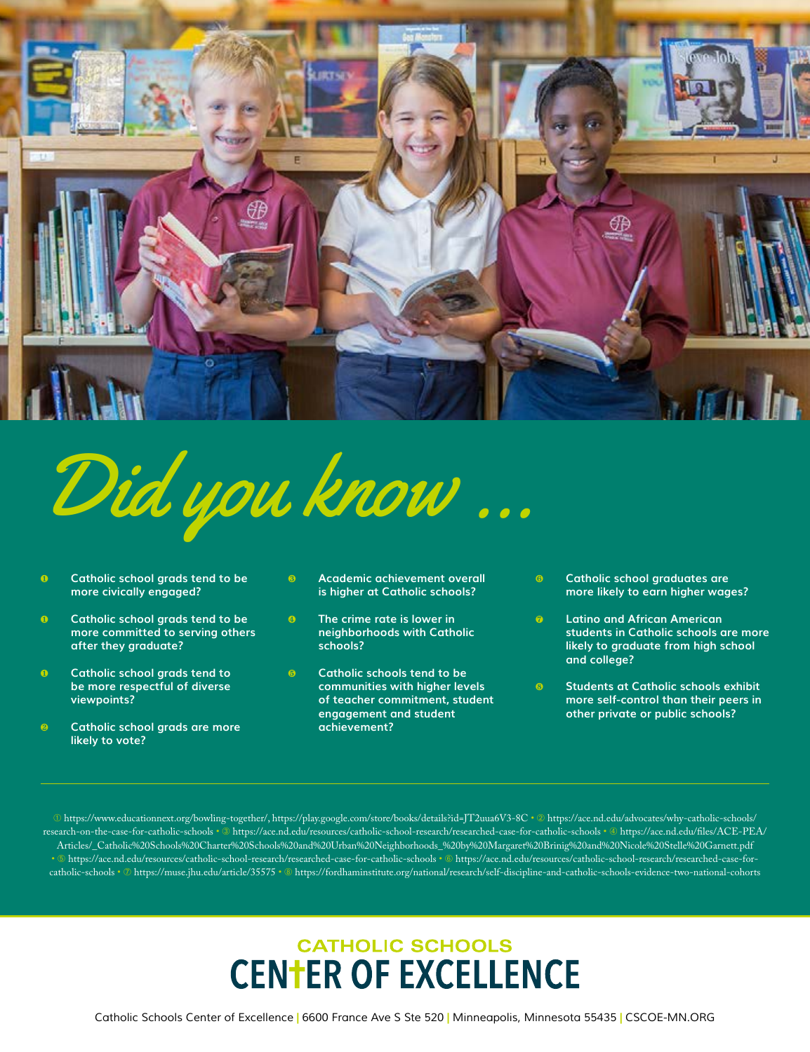# Did you know ...

- ❶ Catholic school grads tend to be more civically engaged?
- ❶ Catholic school grads tend to be more committed to serving others after they graduate?
- ❶ Catholic school grads tend to be more respectful of diverse viewpoints?
- ❷ Catholic school grads are more likely to vote?
- ❸ Academic achievement overall is higher at Catholic schools?
- ❹ The crime rate is lower in neighborhoods with Catholic schools?
- ❺ Catholic schools tend to be communities with higher levels of teacher commitment, student engagement and student achievement?
- ❻ Catholic school graduates are more likely to earn higher wages?
- ❼ Latino and African American students in Catholic schools are more likely to graduate from high school and college?
- ❽ Students at Catholic schools exhibit more self-control than their peers in other private or public schools?

① https://www.educationnext.org/bowling-together/, https://play.google.com/store/books/details?id=JT2uua6V3-8C • ② https://ace.nd.edu/advocates/why-catholic-schools/research-on-the-case-for-catholic-schools • ③ https://ace.nd.edu/resources/catholic-school-research/researched-case-for-catholic-schools • ④ https://ace.nd.edu/files/ACE-PEA/Articles/_Catholic%20Schools%20Charter%20Schools%20and%20Urban%20Neighborhoods_%20by%20Margaret%20Brinig%20and%20Nicole%20Stelle%20Garnett.pdf • ⑤ https://ace.nd.edu/resources/catholic-school-research/researched-case-for-catholic-schools • ⑥ https://ace.nd.edu/resources/catholic-school-research/researched-case-for-catholic-schools • ⑦ https://muse.jhu.edu/article/35575 • ⑧ https://fordhaminstitute.org/national/research/self-discipline-and-catholic-schools-evidence-two-national-cohorts

CATHOLIC SCHOOLS
CENTER OF EXCELLENCE

Catholic Schools Center of Excellence | 6600 France Ave S Ste 520 | Minneapolis, Minnesota 55435 | CSCOE-MN.ORG